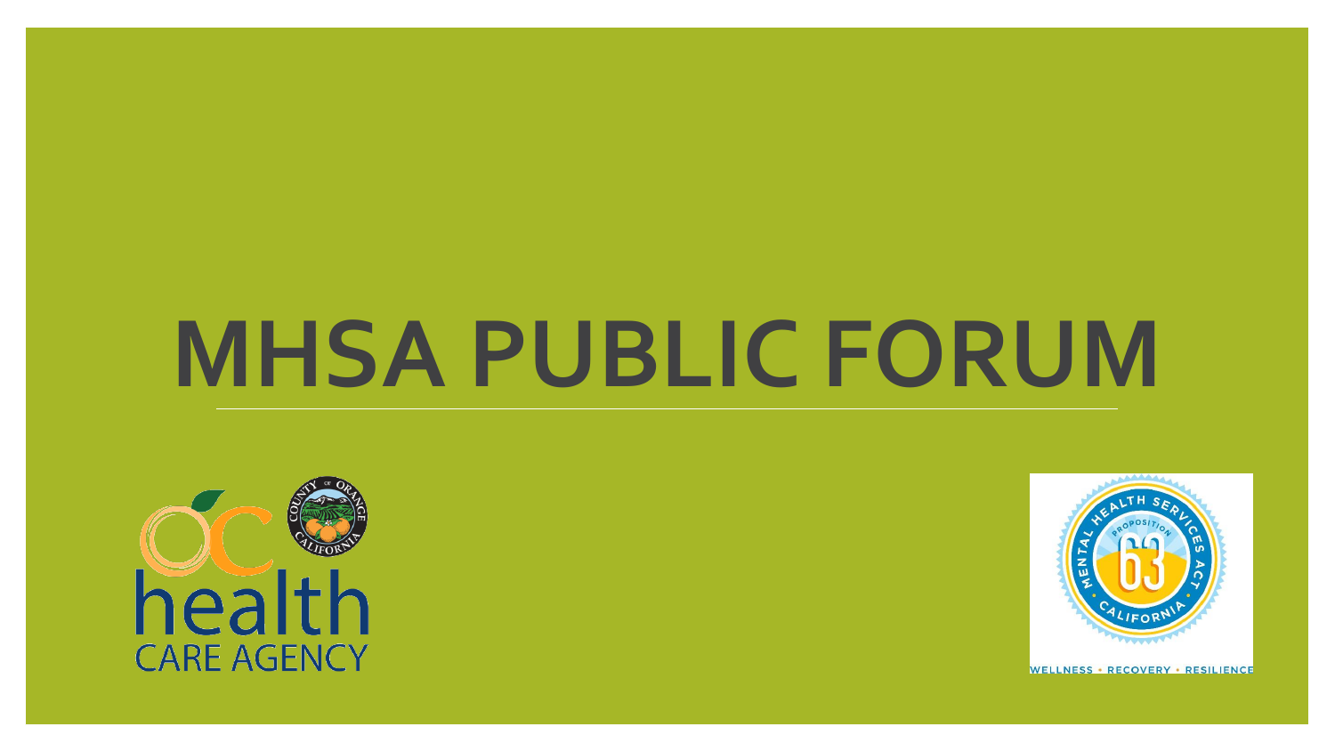# MHSA PUBLIC FORUM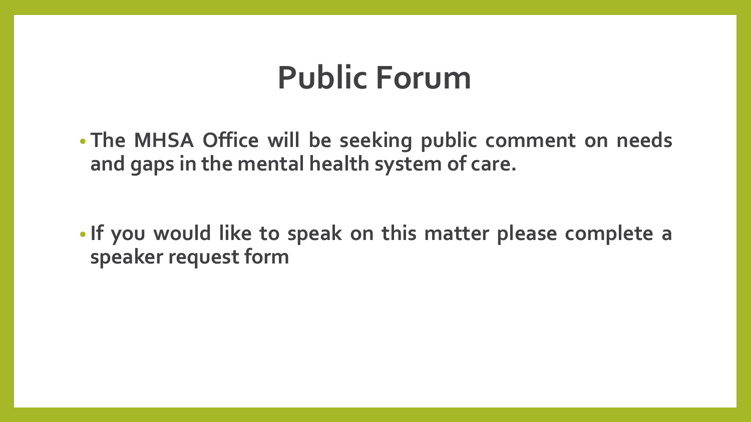# Public Forum

- **The MHSA Office will be seeking public comment on needs and gaps in the mental health system of care.**

- **If you would like to speak on this matter please complete a speaker request form**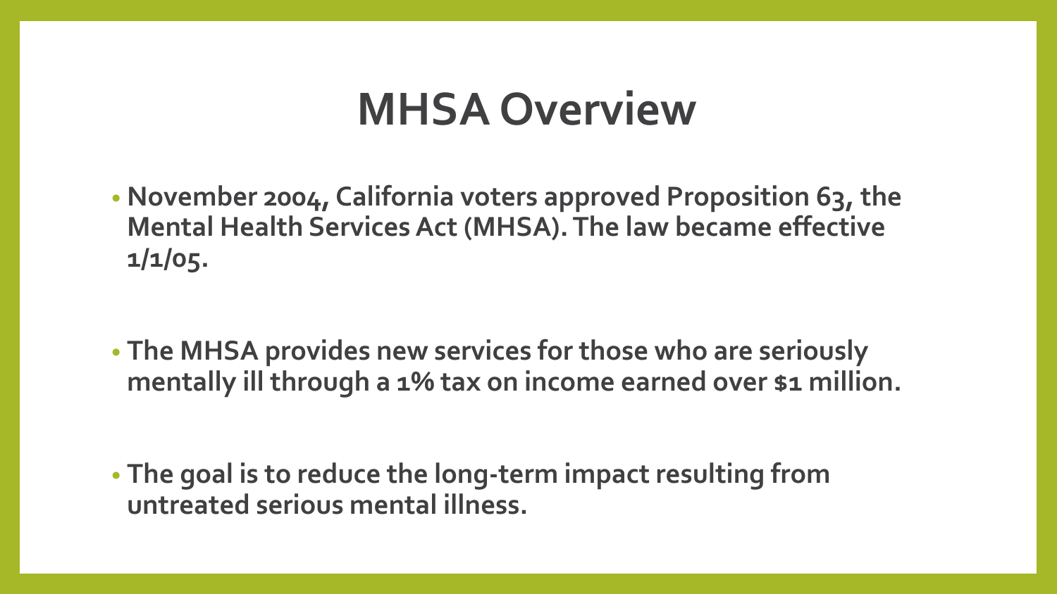# MHSA Overview

- **November 2004, California voters approved Proposition 63, the Mental Health Services Act (MHSA). The law became effective 1/1/05.**

- **The MHSA provides new services for those who are seriously mentally ill through a 1% tax on income earned over $1 million.**

- **The goal is to reduce the long-term impact resulting from untreated serious mental illness.**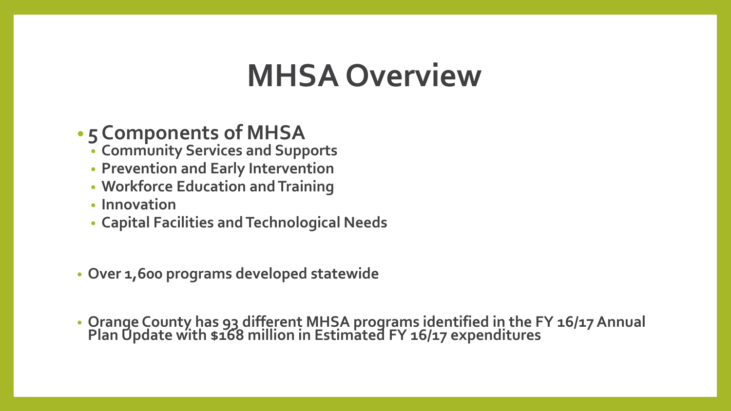# MHSA Overview

- **5 Components of MHSA**
  - **Community Services and Supports**
  - **Prevention and Early Intervention**
  - **Workforce Education and Training**
  - **Innovation**
  - **Capital Facilities and Technological Needs**

- **Over 1,600 programs developed statewide**

- **Orange County has 93 different MHSA programs identified in the FY 16/17 Annual Plan Update with $168 million in Estimated FY 16/17 expenditures**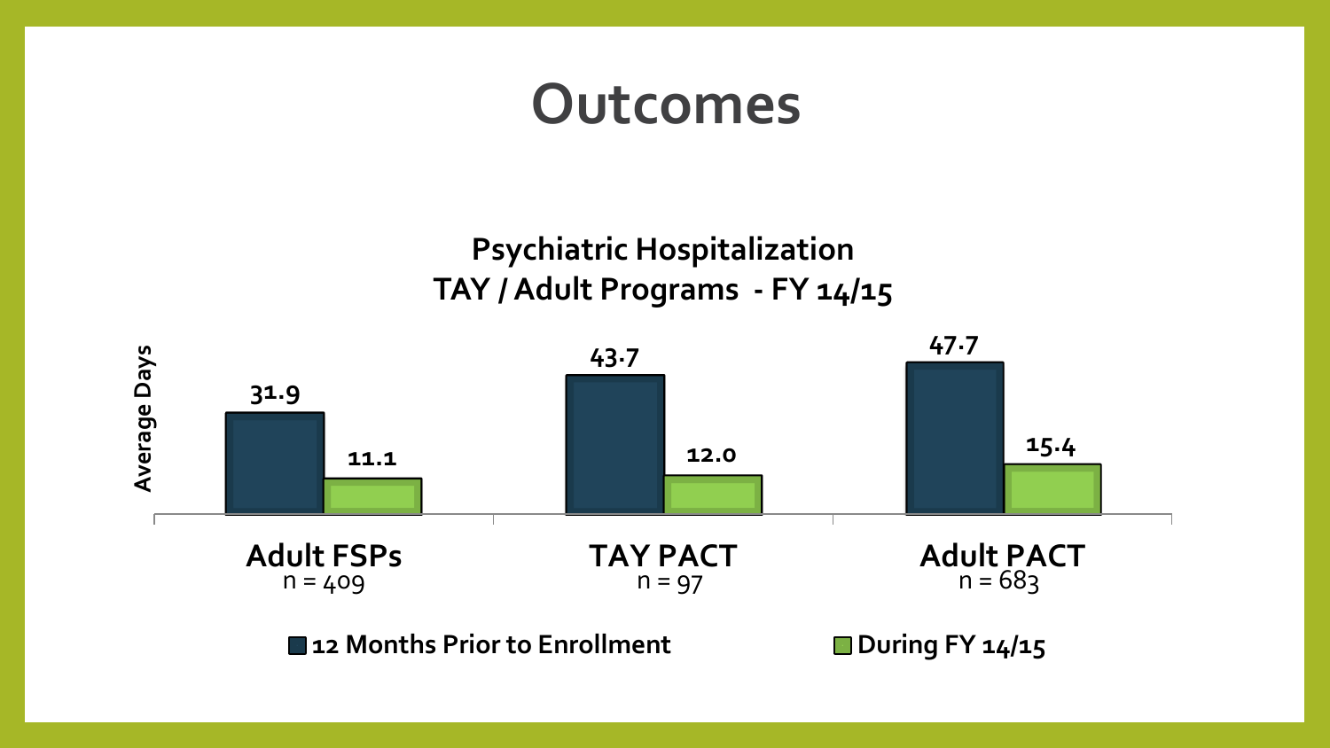# Outcomes

**Psychiatric Hospitalization**
**TAY / Adult Programs - FY 14/15**

Average Days

| | 12 Months Prior to Enrollment | During FY 14/15 |
|---|---|---|
| Adult FSPs (n = 409) | 31.9 | 11.1 |
| TAY PACT (n = 97) | 43.7 | 12.0 |
| Adult PACT (n = 683) | 47.7 | 15.4 |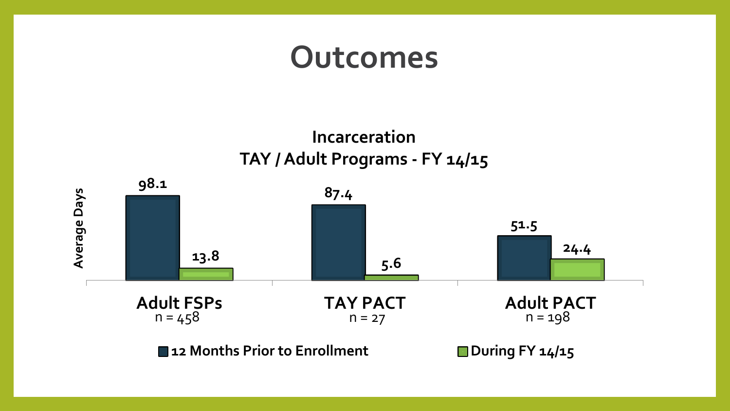# Outcomes

**Incarceration**
**TAY / Adult Programs - FY 14/15**

| Average Days | Adult FSPs (n = 458) | TAY PACT (n = 27) | Adult PACT (n = 198) |
|---|---|---|---|
| 12 Months Prior to Enrollment | 98.1 | 87.4 | 51.5 |
| During FY 14/15 | 13.8 | 5.6 | 24.4 |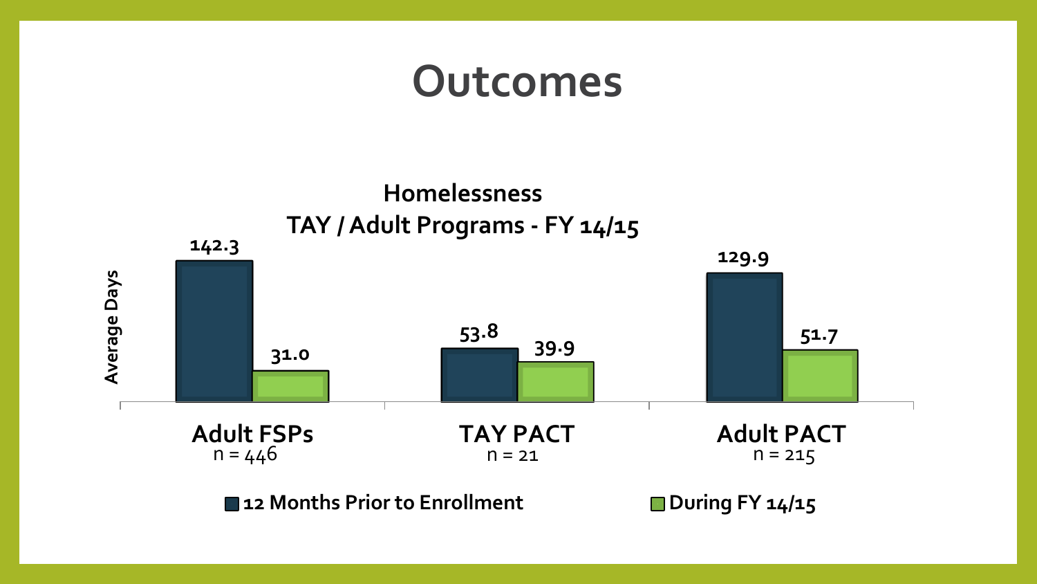# Outcomes

**Homelessness**
**TAY / Adult Programs - FY 14/15**

| | 12 Months Prior to Enrollment | During FY 14/15 |
|---|---|---|
| Adult FSPs (n = 446) | 142.3 | 31.0 |
| TAY PACT (n = 21) | 53.8 | 39.9 |
| Adult PACT (n = 215) | 129.9 | 51.7 |

Average Days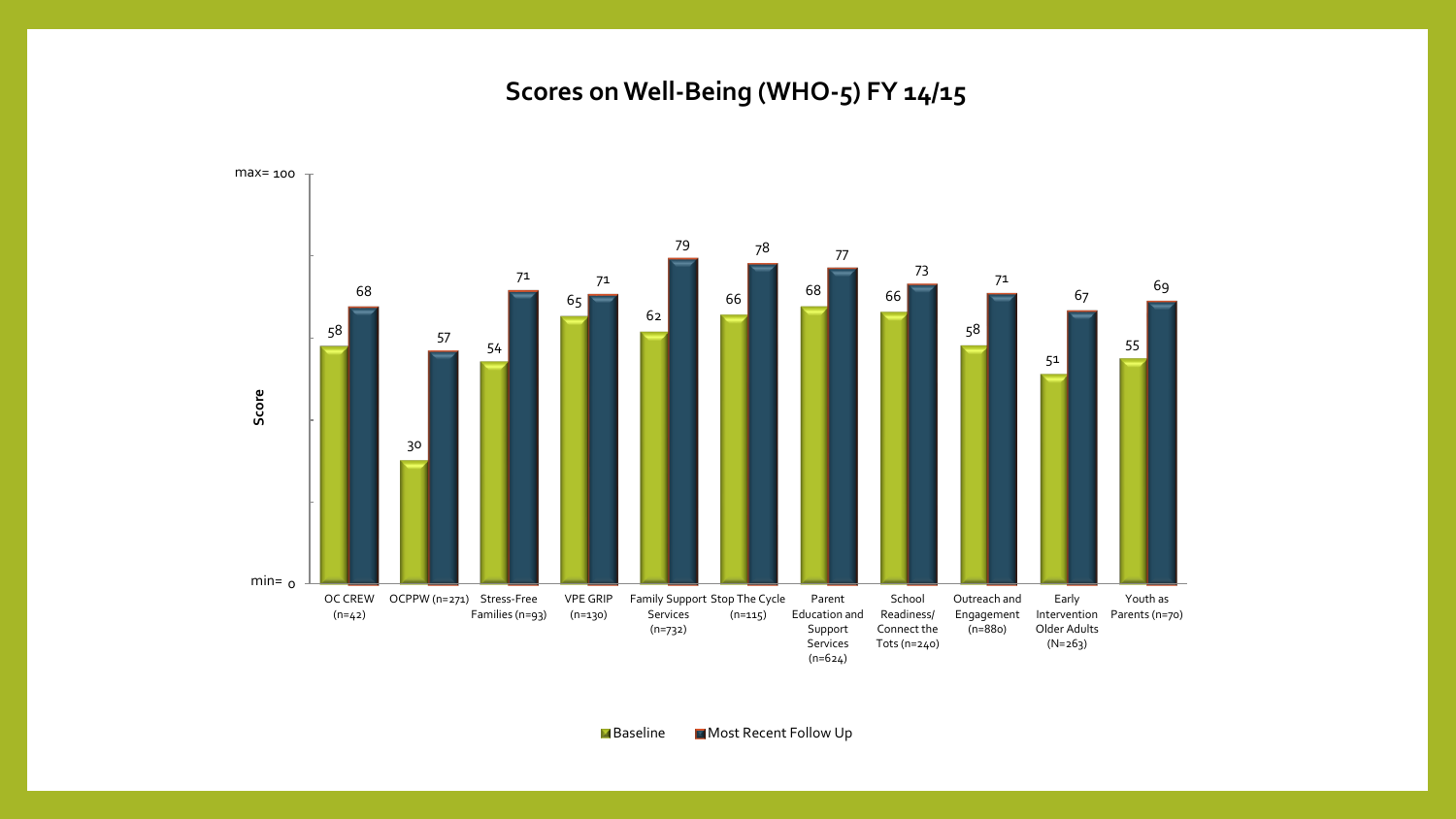# Scores on Well-Being (WHO-5) FY 14/15

| Program | Baseline | Most Recent Follow Up |
| --- | --- | --- |
| OC CREW (n=42) | 58 | 68 |
| OCPPW (n=271) | 30 | 57 |
| Stress-Free Families (n=93) | 54 | 71 |
| VPE GRIP (n=130) | 65 | 71 |
| Family Support Services (n=732) | 62 | 79 |
| Stop The Cycle (n=115) | 66 | 78 |
| Parent Education and Support Services (n=624) | 68 | 77 |
| School Readiness/ Connect the Tots (n=240) | 66 | 73 |
| Outreach and Engagement (n=880) | 58 | 71 |
| Early Intervention Older Adults (N=263) | 51 | 67 |
| Youth as Parents (n=70) | 55 | 69 |

Score: min= 0, max= 100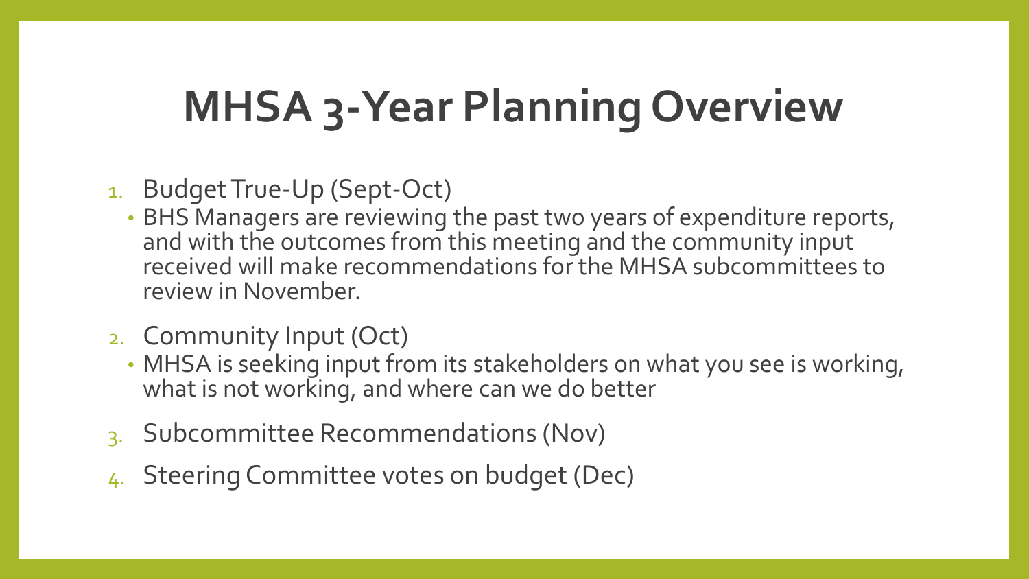# MHSA 3-Year Planning Overview

1. Budget True-Up (Sept-Oct)
   - BHS Managers are reviewing the past two years of expenditure reports, and with the outcomes from this meeting and the community input received will make recommendations for the MHSA subcommittees to review in November.
2. Community Input (Oct)
   - MHSA is seeking input from its stakeholders on what you see is working, what is not working, and where can we do better
3. Subcommittee Recommendations (Nov)
4. Steering Committee votes on budget (Dec)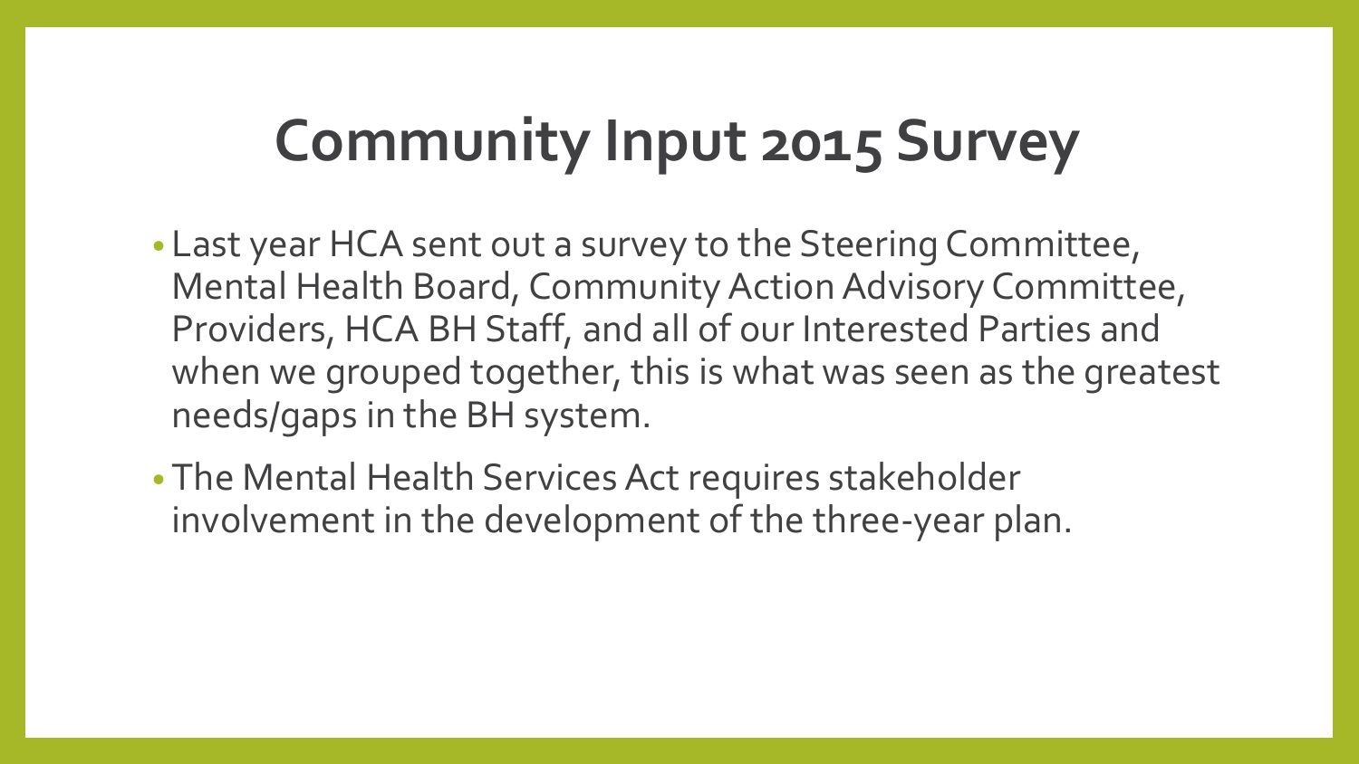# Community Input 2015 Survey

- Last year HCA sent out a survey to the Steering Committee, Mental Health Board, Community Action Advisory Committee, Providers, HCA BH Staff, and all of our Interested Parties and when we grouped together, this is what was seen as the greatest needs/gaps in the BH system.
- The Mental Health Services Act requires stakeholder involvement in the development of the three-year plan.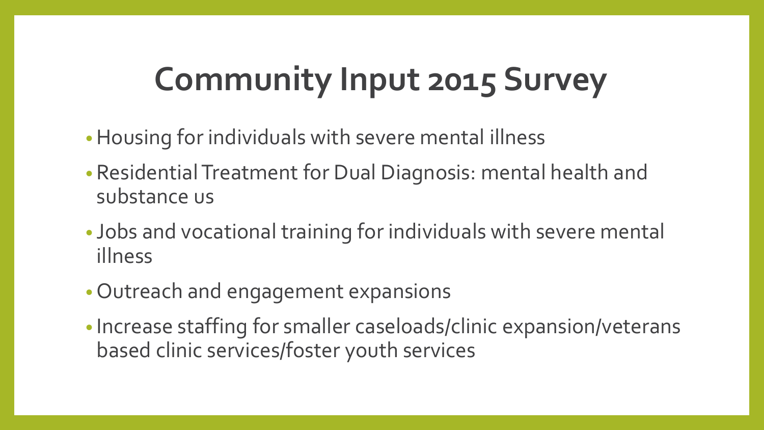# Community Input 2015 Survey

- Housing for individuals with severe mental illness
- Residential Treatment for Dual Diagnosis: mental health and substance us
- Jobs and vocational training for individuals with severe mental illness
- Outreach and engagement expansions
- Increase staffing for smaller caseloads/clinic expansion/veterans based clinic services/foster youth services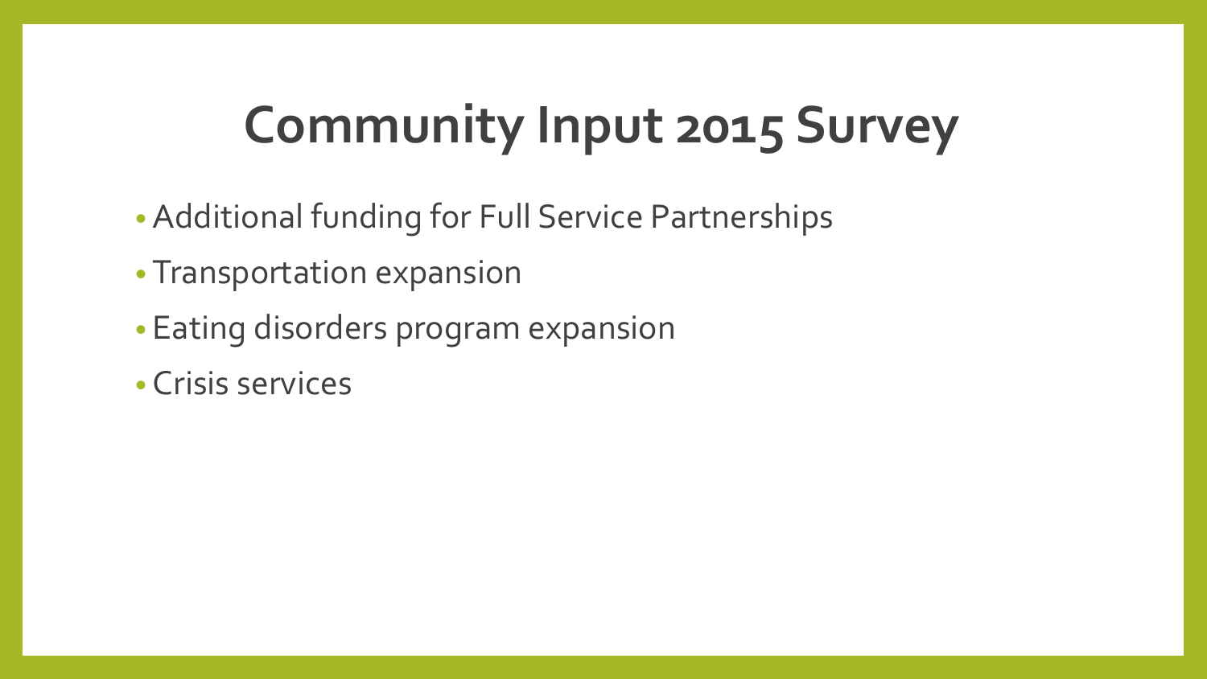# Community Input 2015 Survey

- Additional funding for Full Service Partnerships
- Transportation expansion
- Eating disorders program expansion
- Crisis services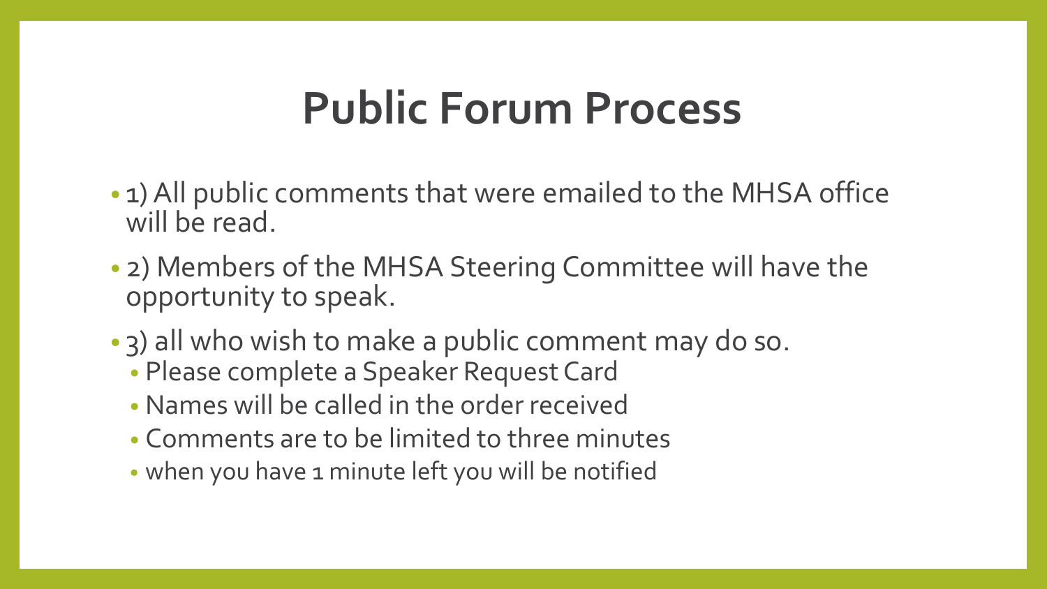# Public Forum Process

- 1) All public comments that were emailed to the MHSA office will be read.
- 2) Members of the MHSA Steering Committee will have the opportunity to speak.
- 3) all who wish to make a public comment may do so.
  - Please complete a Speaker Request Card
  - Names will be called in the order received
  - Comments are to be limited to three minutes
  - when you have 1 minute left you will be notified